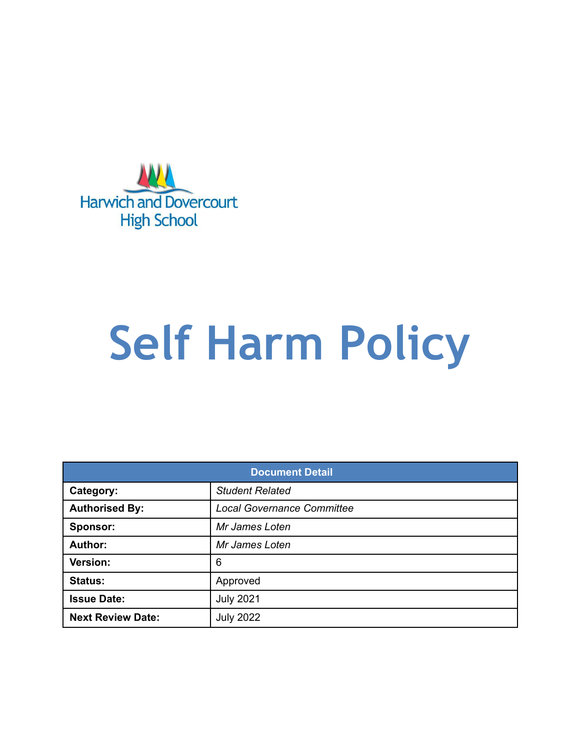Harwich and Dovercourt High School

# Self Harm Policy

| Document Detail | |
|---|---|
| **Category:** | *Student Related* |
| **Authorised By:** | *Local Governance Committee* |
| **Sponsor:** | *Mr James Loten* |
| **Author:** | *Mr James Loten* |
| **Version:** | 6 |
| **Status:** | Approved |
| **Issue Date:** | July 2021 |
| **Next Review Date:** | July 2022 |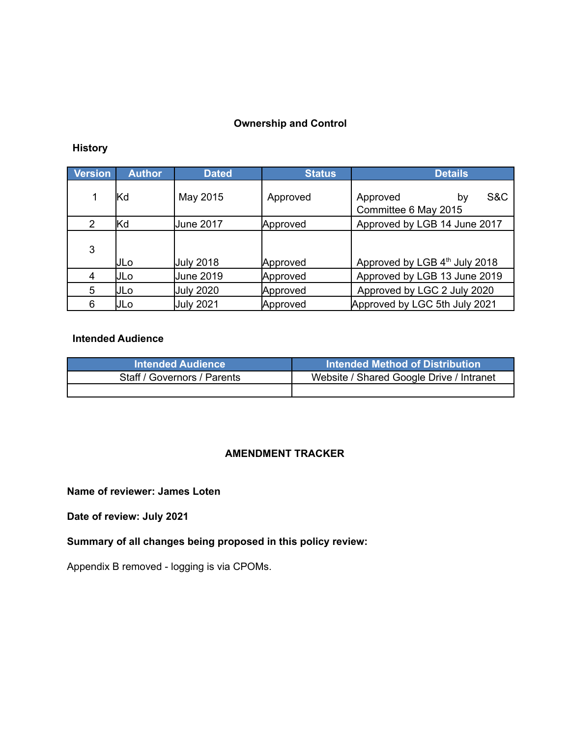## Ownership and Control

### History

| Version | Author | Dated | Status | Details |
|---|---|---|---|---|
| 1 | Kd | May 2015 | Approved | Approved by S&C Committee 6 May 2015 |
| 2 | Kd | June 2017 | Approved | Approved by LGB 14 June 2017 |
| 3 | JLo | July 2018 | Approved | Approved by LGB 4th July 2018 |
| 4 | JLo | June 2019 | Approved | Approved by LGB 13 June 2019 |
| 5 | JLo | July 2020 | Approved | Approved by LGC 2 July 2020 |
| 6 | JLo | July 2021 | Approved | Approved by LGC 5th July 2021 |

### Intended Audience

| Intended Audience | Intended Method of Distribution |
|---|---|
| Staff / Governors / Parents | Website / Shared Google Drive / Intranet |
| | |

## AMENDMENT TRACKER

**Name of reviewer: James Loten**

**Date of review: July 2021**

**Summary of all changes being proposed in this policy review:**

Appendix B removed - logging is via CPOMs.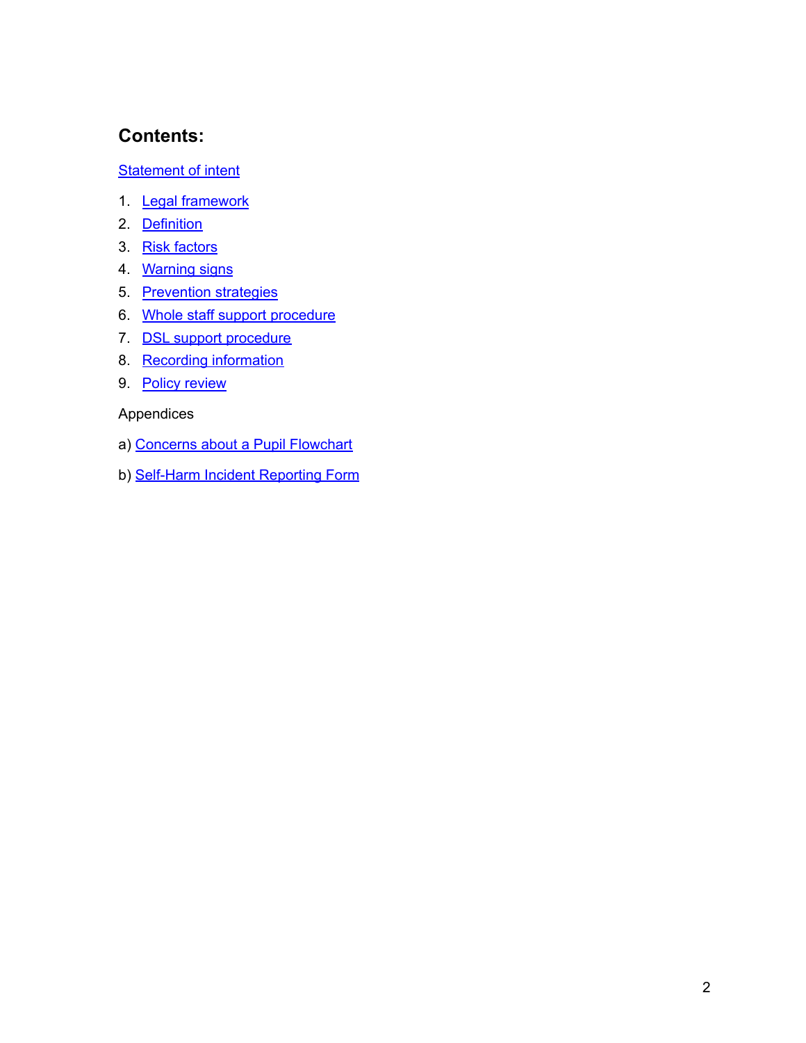## Contents:

Statement of intent

1. Legal framework
2. Definition
3. Risk factors
4. Warning signs
5. Prevention strategies
6. Whole staff support procedure
7. DSL support procedure
8. Recording information
9. Policy review

Appendices

a) Concerns about a Pupil Flowchart

b) Self-Harm Incident Reporting Form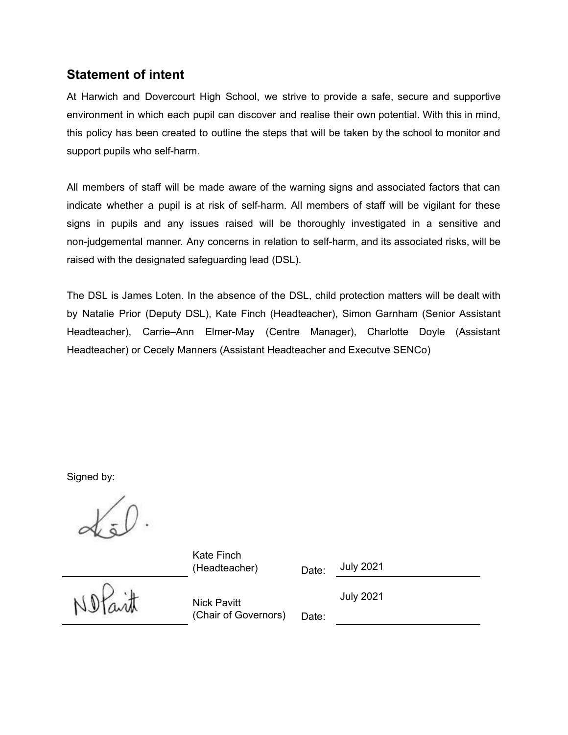## Statement of intent

At Harwich and Dovercourt High School, we strive to provide a safe, secure and supportive environment in which each pupil can discover and realise their own potential. With this in mind, this policy has been created to outline the steps that will be taken by the school to monitor and support pupils who self-harm.

All members of staff will be made aware of the warning signs and associated factors that can indicate whether a pupil is at risk of self-harm. All members of staff will be vigilant for these signs in pupils and any issues raised will be thoroughly investigated in a sensitive and non-judgemental manner. Any concerns in relation to self-harm, and its associated risks, will be raised with the designated safeguarding lead (DSL).

The DSL is James Loten. In the absence of the DSL, child protection matters will be dealt with by Natalie Prior (Deputy DSL), Kate Finch (Headteacher), Simon Garnham (Senior Assistant Headteacher), Carrie–Ann Elmer-May (Centre Manager), Charlotte Doyle (Assistant Headteacher) or Cecely Manners (Assistant Headteacher and Executve SENCo)

Signed by:

| | | | |
|---|---|---|---|
| | Kate Finch (Headteacher) | Date: | July 2021 |
| | Nick Pavitt (Chair of Governors) | Date: | July 2021 |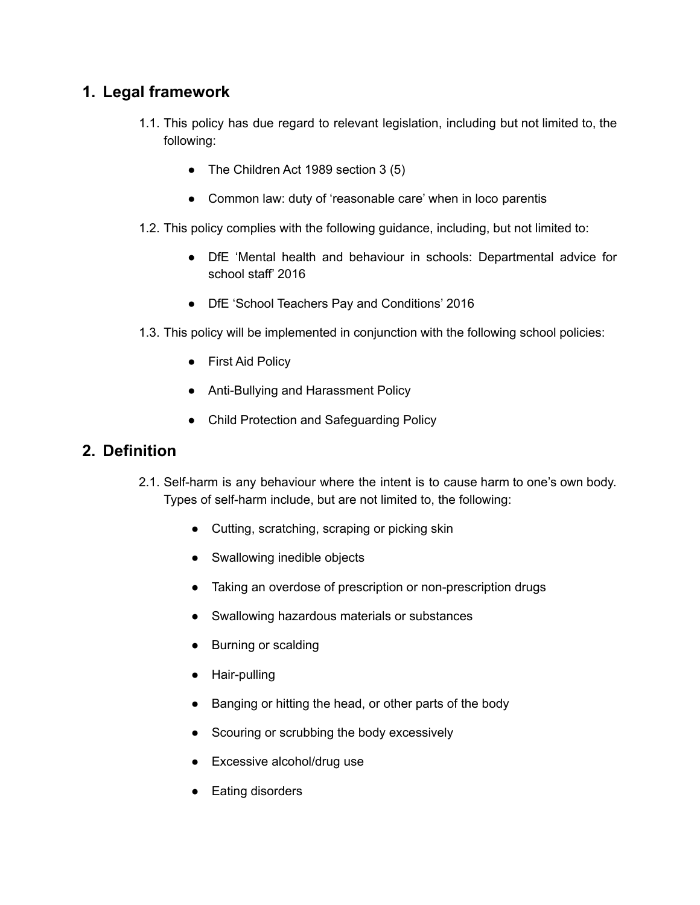## 1. Legal framework

1.1. This policy has due regard to relevant legislation, including but not limited to, the following:

- The Children Act 1989 section 3 (5)
- Common law: duty of 'reasonable care' when in loco parentis

1.2. This policy complies with the following guidance, including, but not limited to:

- DfE 'Mental health and behaviour in schools: Departmental advice for school staff' 2016
- DfE 'School Teachers Pay and Conditions' 2016

1.3. This policy will be implemented in conjunction with the following school policies:

- First Aid Policy
- Anti-Bullying and Harassment Policy
- Child Protection and Safeguarding Policy

## 2. Definition

2.1. Self-harm is any behaviour where the intent is to cause harm to one's own body. Types of self-harm include, but are not limited to, the following:

- Cutting, scratching, scraping or picking skin
- Swallowing inedible objects
- Taking an overdose of prescription or non-prescription drugs
- Swallowing hazardous materials or substances
- Burning or scalding
- Hair-pulling
- Banging or hitting the head, or other parts of the body
- Scouring or scrubbing the body excessively
- Excessive alcohol/drug use
- Eating disorders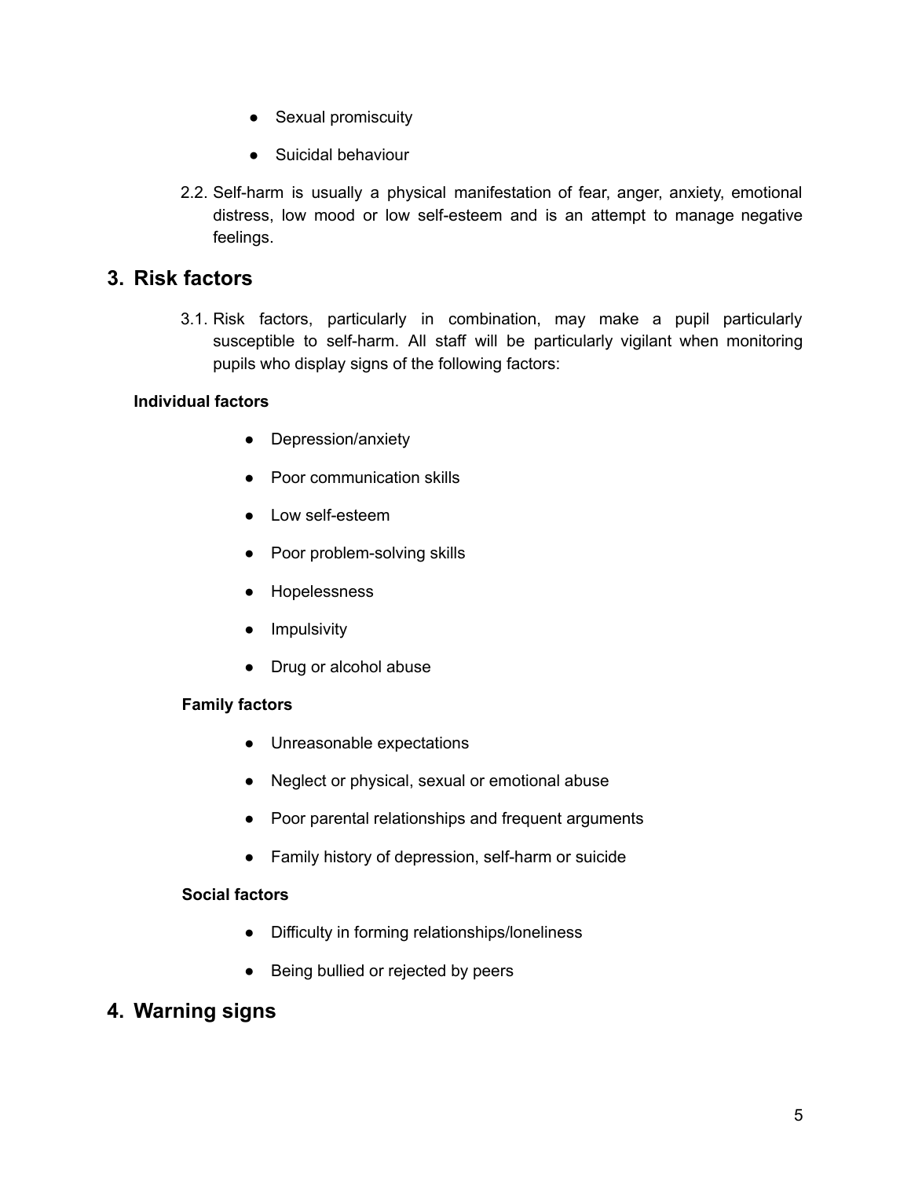- Sexual promiscuity
- Suicidal behaviour

2.2. Self-harm is usually a physical manifestation of fear, anger, anxiety, emotional distress, low mood or low self-esteem and is an attempt to manage negative feelings.

## 3. Risk factors

3.1. Risk factors, particularly in combination, may make a pupil particularly susceptible to self-harm. All staff will be particularly vigilant when monitoring pupils who display signs of the following factors:

**Individual factors**

- Depression/anxiety
- Poor communication skills
- Low self-esteem
- Poor problem-solving skills
- Hopelessness
- Impulsivity
- Drug or alcohol abuse

**Family factors**

- Unreasonable expectations
- Neglect or physical, sexual or emotional abuse
- Poor parental relationships and frequent arguments
- Family history of depression, self-harm or suicide

**Social factors**

- Difficulty in forming relationships/loneliness
- Being bullied or rejected by peers

## 4. Warning signs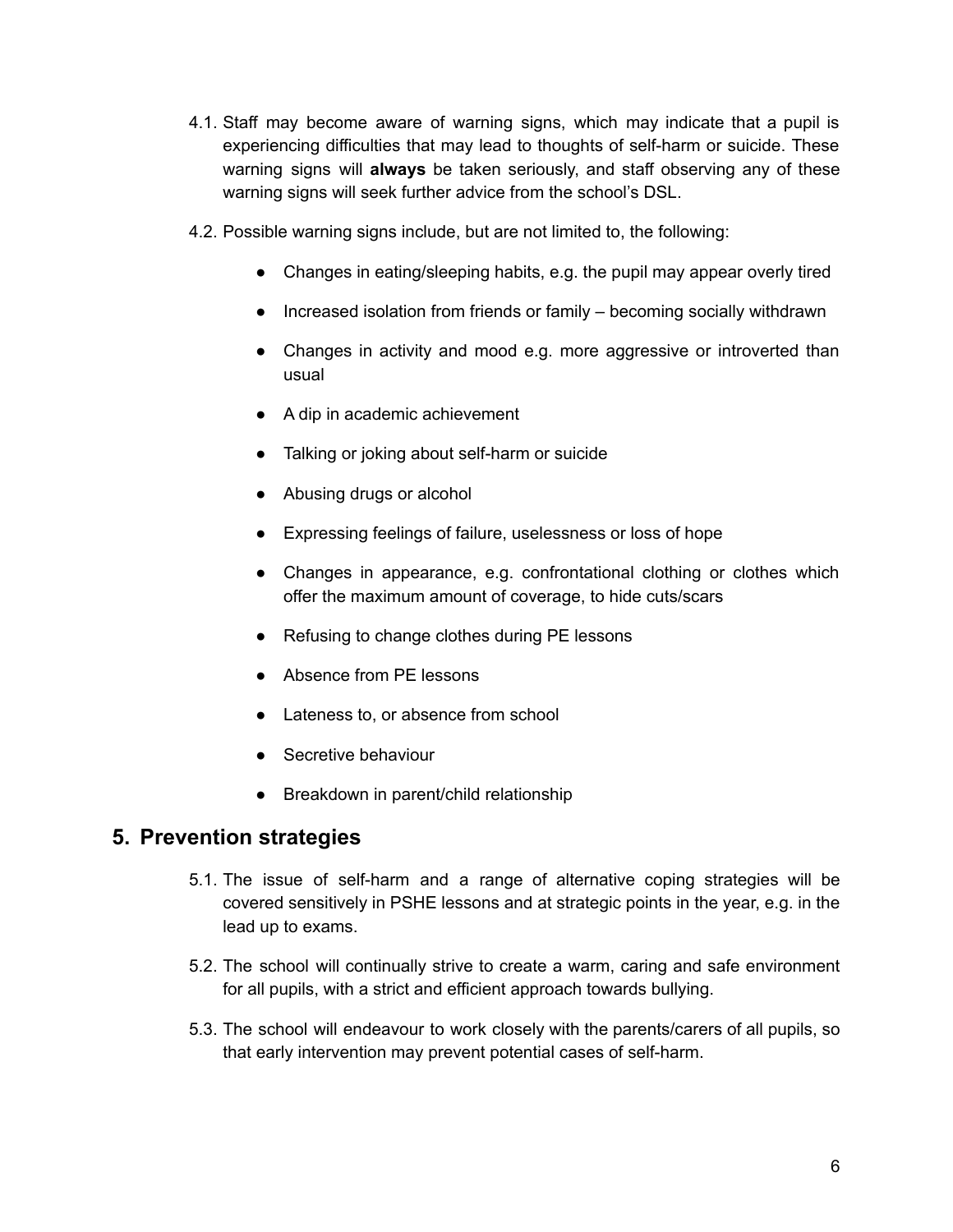4.1. Staff may become aware of warning signs, which may indicate that a pupil is experiencing difficulties that may lead to thoughts of self-harm or suicide. These warning signs will **always** be taken seriously, and staff observing any of these warning signs will seek further advice from the school's DSL.

4.2. Possible warning signs include, but are not limited to, the following:

- Changes in eating/sleeping habits, e.g. the pupil may appear overly tired
- Increased isolation from friends or family – becoming socially withdrawn
- Changes in activity and mood e.g. more aggressive or introverted than usual
- A dip in academic achievement
- Talking or joking about self-harm or suicide
- Abusing drugs or alcohol
- Expressing feelings of failure, uselessness or loss of hope
- Changes in appearance, e.g. confrontational clothing or clothes which offer the maximum amount of coverage, to hide cuts/scars
- Refusing to change clothes during PE lessons
- Absence from PE lessons
- Lateness to, or absence from school
- Secretive behaviour
- Breakdown in parent/child relationship

## 5. Prevention strategies

5.1. The issue of self-harm and a range of alternative coping strategies will be covered sensitively in PSHE lessons and at strategic points in the year, e.g. in the lead up to exams.

5.2. The school will continually strive to create a warm, caring and safe environment for all pupils, with a strict and efficient approach towards bullying.

5.3. The school will endeavour to work closely with the parents/carers of all pupils, so that early intervention may prevent potential cases of self-harm.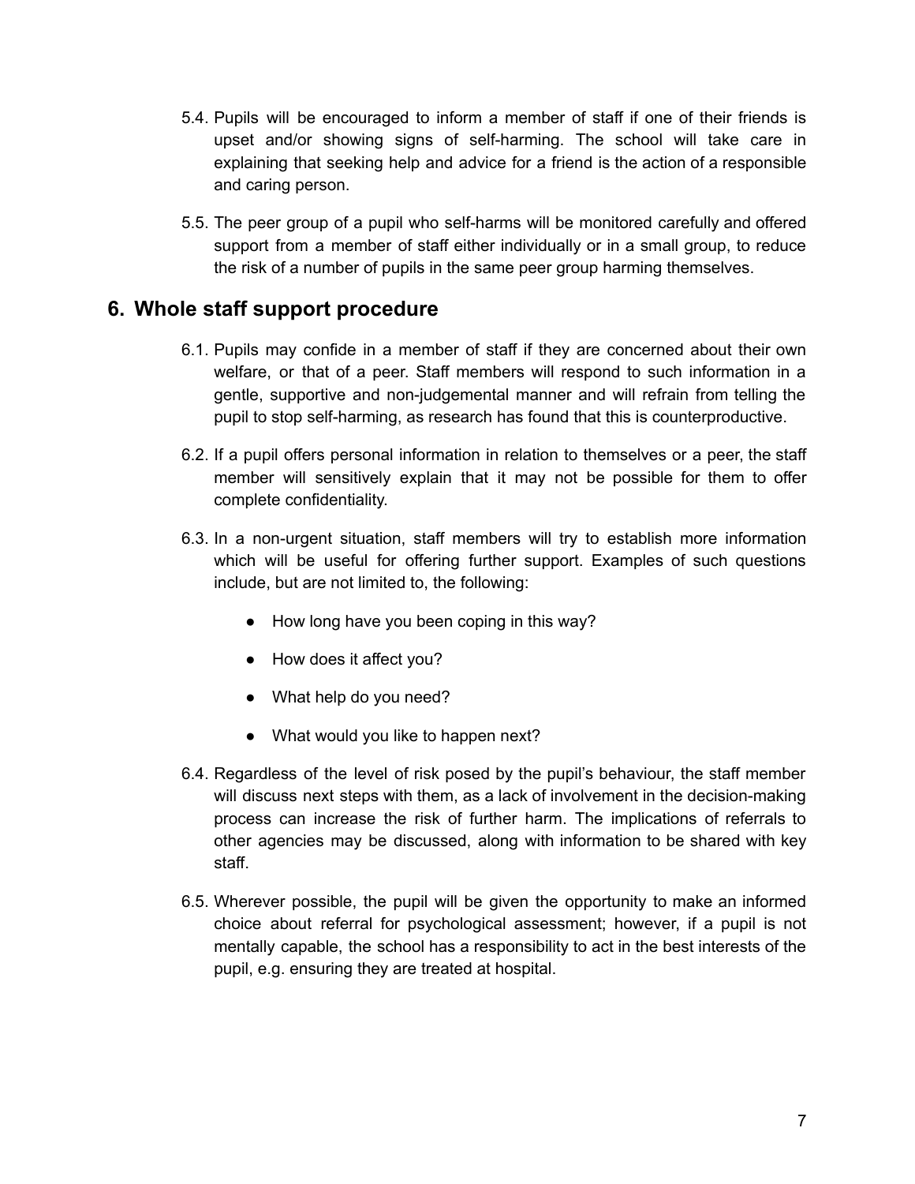5.4. Pupils will be encouraged to inform a member of staff if one of their friends is upset and/or showing signs of self-harming. The school will take care in explaining that seeking help and advice for a friend is the action of a responsible and caring person.

5.5. The peer group of a pupil who self-harms will be monitored carefully and offered support from a member of staff either individually or in a small group, to reduce the risk of a number of pupils in the same peer group harming themselves.

## 6. Whole staff support procedure

6.1. Pupils may confide in a member of staff if they are concerned about their own welfare, or that of a peer. Staff members will respond to such information in a gentle, supportive and non-judgemental manner and will refrain from telling the pupil to stop self-harming, as research has found that this is counterproductive.

6.2. If a pupil offers personal information in relation to themselves or a peer, the staff member will sensitively explain that it may not be possible for them to offer complete confidentiality.

6.3. In a non-urgent situation, staff members will try to establish more information which will be useful for offering further support. Examples of such questions include, but are not limited to, the following:

- How long have you been coping in this way?
- How does it affect you?
- What help do you need?
- What would you like to happen next?

6.4. Regardless of the level of risk posed by the pupil's behaviour, the staff member will discuss next steps with them, as a lack of involvement in the decision-making process can increase the risk of further harm. The implications of referrals to other agencies may be discussed, along with information to be shared with key staff.

6.5. Wherever possible, the pupil will be given the opportunity to make an informed choice about referral for psychological assessment; however, if a pupil is not mentally capable, the school has a responsibility to act in the best interests of the pupil, e.g. ensuring they are treated at hospital.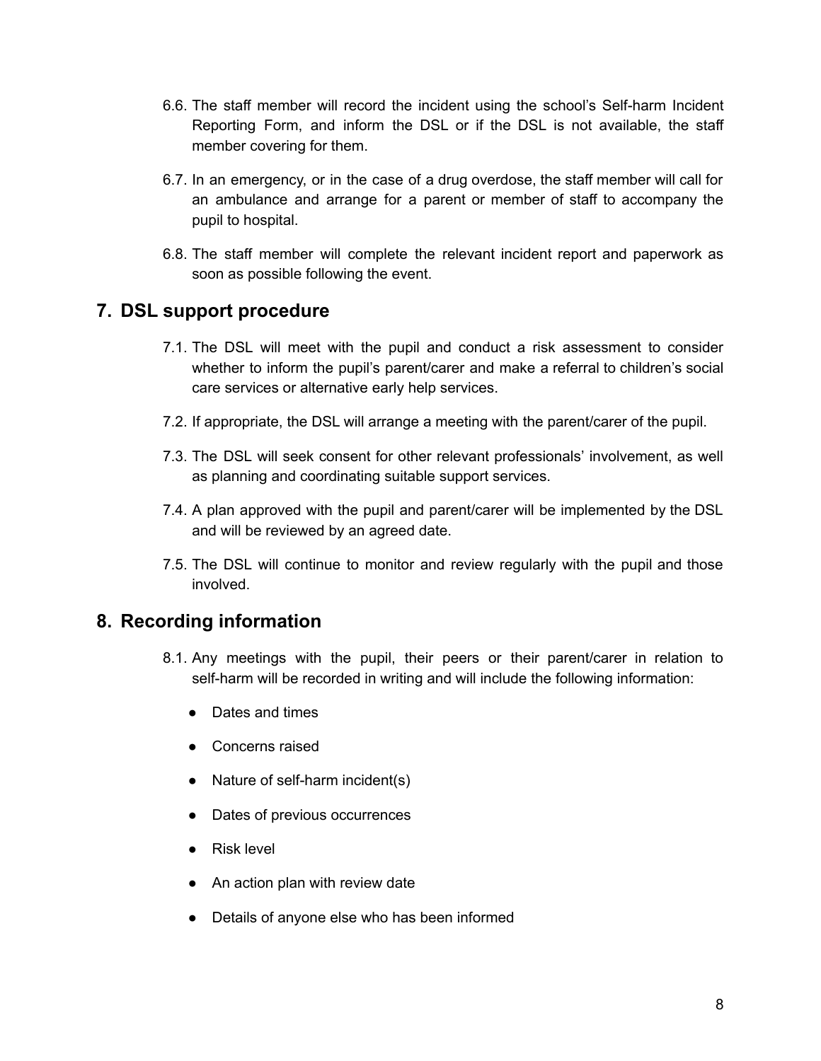6.6. The staff member will record the incident using the school's Self-harm Incident Reporting Form, and inform the DSL or if the DSL is not available, the staff member covering for them.

6.7. In an emergency, or in the case of a drug overdose, the staff member will call for an ambulance and arrange for a parent or member of staff to accompany the pupil to hospital.

6.8. The staff member will complete the relevant incident report and paperwork as soon as possible following the event.

## 7. DSL support procedure

7.1. The DSL will meet with the pupil and conduct a risk assessment to consider whether to inform the pupil's parent/carer and make a referral to children's social care services or alternative early help services.

7.2. If appropriate, the DSL will arrange a meeting with the parent/carer of the pupil.

7.3. The DSL will seek consent for other relevant professionals' involvement, as well as planning and coordinating suitable support services.

7.4. A plan approved with the pupil and parent/carer will be implemented by the DSL and will be reviewed by an agreed date.

7.5. The DSL will continue to monitor and review regularly with the pupil and those involved.

## 8. Recording information

8.1. Any meetings with the pupil, their peers or their parent/carer in relation to self-harm will be recorded in writing and will include the following information:

- Dates and times
- Concerns raised
- Nature of self-harm incident(s)
- Dates of previous occurrences
- Risk level
- An action plan with review date
- Details of anyone else who has been informed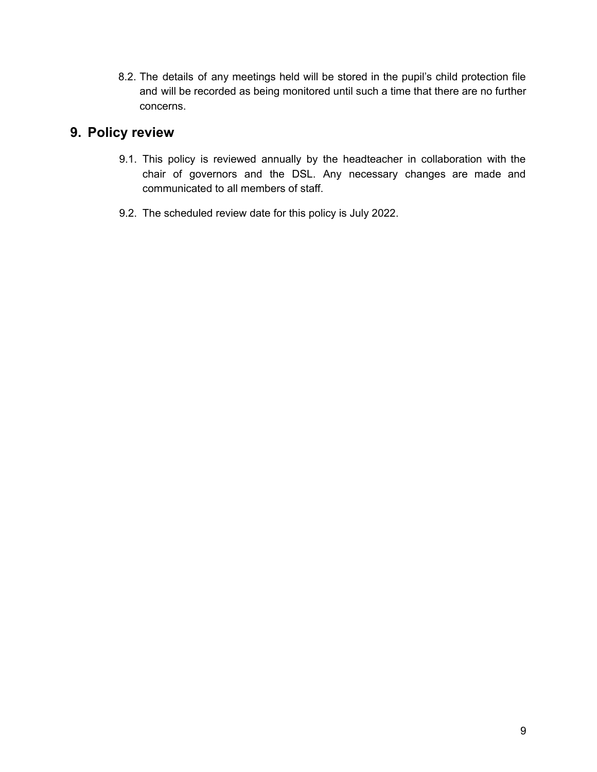8.2. The details of any meetings held will be stored in the pupil's child protection file and will be recorded as being monitored until such a time that there are no further concerns.

## 9. Policy review

9.1. This policy is reviewed annually by the headteacher in collaboration with the chair of governors and the DSL. Any necessary changes are made and communicated to all members of staff.

9.2. The scheduled review date for this policy is July 2022.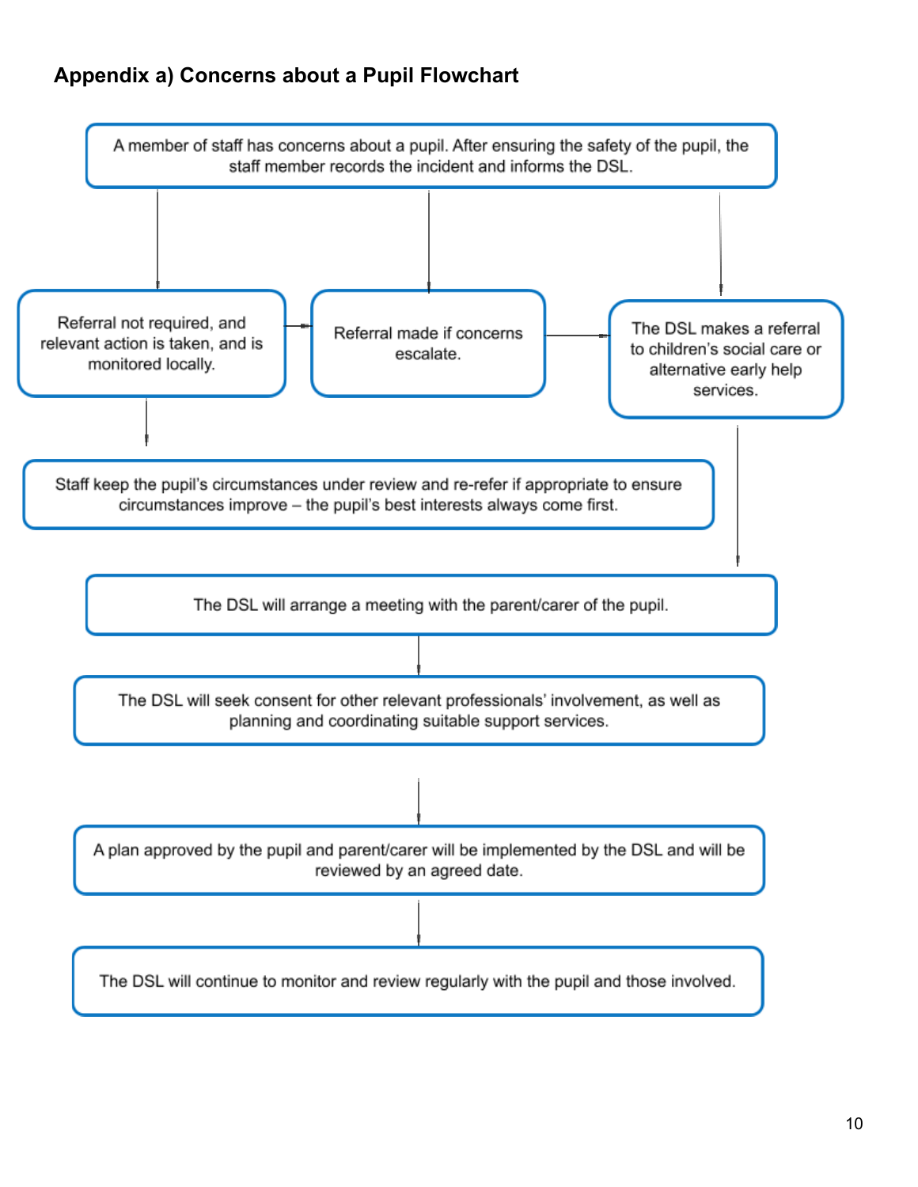## Appendix a) Concerns about a Pupil Flowchart

A member of staff has concerns about a pupil. After ensuring the safety of the pupil, the staff member records the incident and informs the DSL.

Referral not required, and relevant action is taken, and is monitored locally.

Referral made if concerns escalate.

The DSL makes a referral to children's social care or alternative early help services.

Staff keep the pupil's circumstances under review and re-refer if appropriate to ensure circumstances improve – the pupil's best interests always come first.

The DSL will arrange a meeting with the parent/carer of the pupil.

The DSL will seek consent for other relevant professionals' involvement, as well as planning and coordinating suitable support services.

A plan approved by the pupil and parent/carer will be implemented by the DSL and will be reviewed by an agreed date.

The DSL will continue to monitor and review regularly with the pupil and those involved.